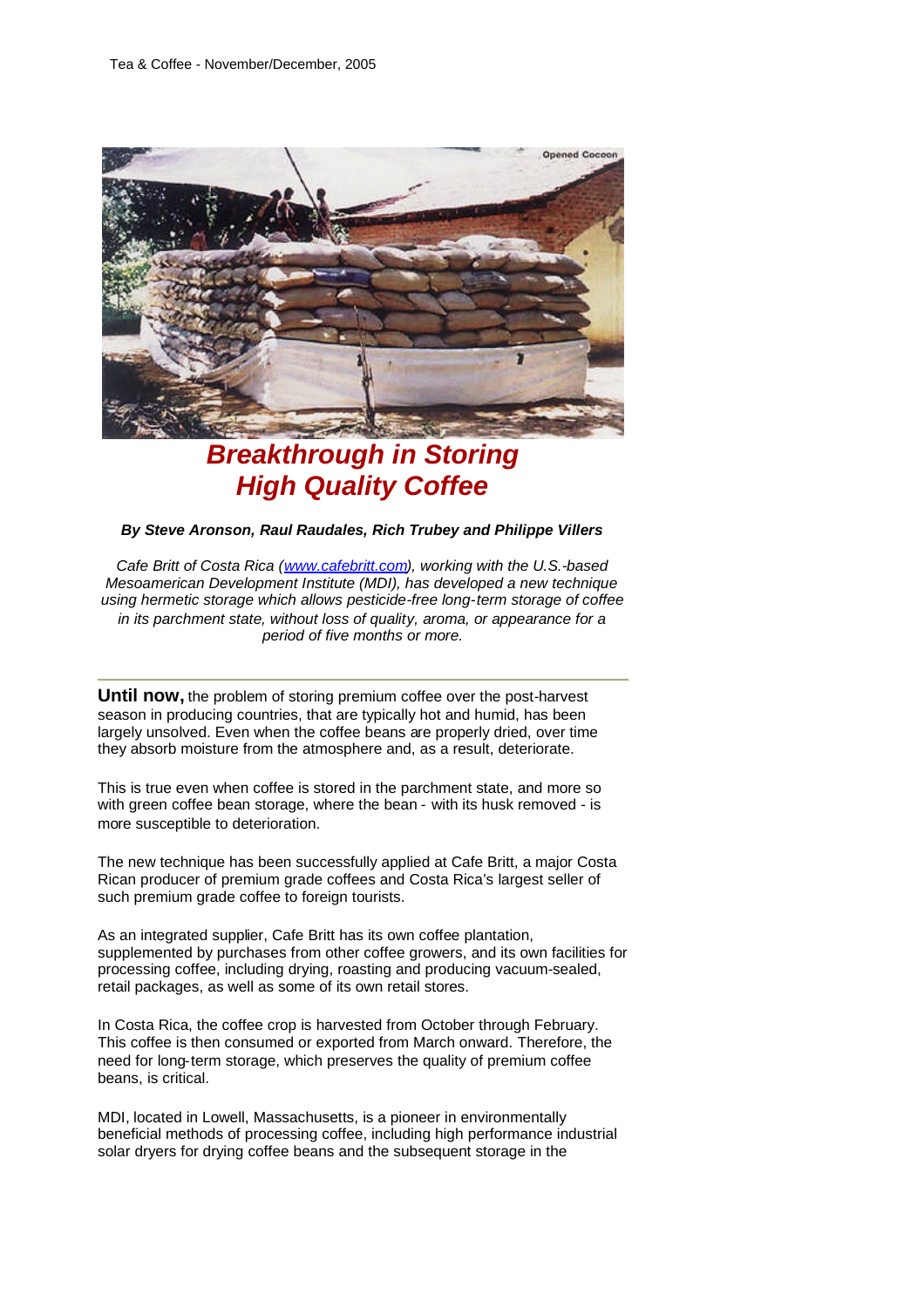# Breakthrough in Storing High Quality Coffee

***By Steve Aronson, Raul Raudales, Rich Trubey and Philippe Villers***

*Cafe Britt of Costa Rica (www.cafebritt.com), working with the U.S.-based Mesoamerican Development Institute (MDI), has developed a new technique using hermetic storage which allows pesticide-free long-term storage of coffee in its parchment state, without loss of quality, aroma, or appearance for a period of five months or more.*

---

**Until now,** the problem of storing premium coffee over the post-harvest season in producing countries, that are typically hot and humid, has been largely unsolved. Even when the coffee beans are properly dried, over time they absorb moisture from the atmosphere and, as a result, deteriorate.

This is true even when coffee is stored in the parchment state, and more so with green coffee bean storage, where the bean - with its husk removed - is more susceptible to deterioration.

The new technique has been successfully applied at Cafe Britt, a major Costa Rican producer of premium grade coffees and Costa Rica's largest seller of such premium grade coffee to foreign tourists.

As an integrated supplier, Cafe Britt has its own coffee plantation, supplemented by purchases from other coffee growers, and its own facilities for processing coffee, including drying, roasting and producing vacuum-sealed, retail packages, as well as some of its own retail stores.

In Costa Rica, the coffee crop is harvested from October through February. This coffee is then consumed or exported from March onward. Therefore, the need for long-term storage, which preserves the quality of premium coffee beans, is critical.

MDI, located in Lowell, Massachusetts, is a pioneer in environmentally beneficial methods of processing coffee, including high performance industrial solar dryers for drying coffee beans and the subsequent storage in the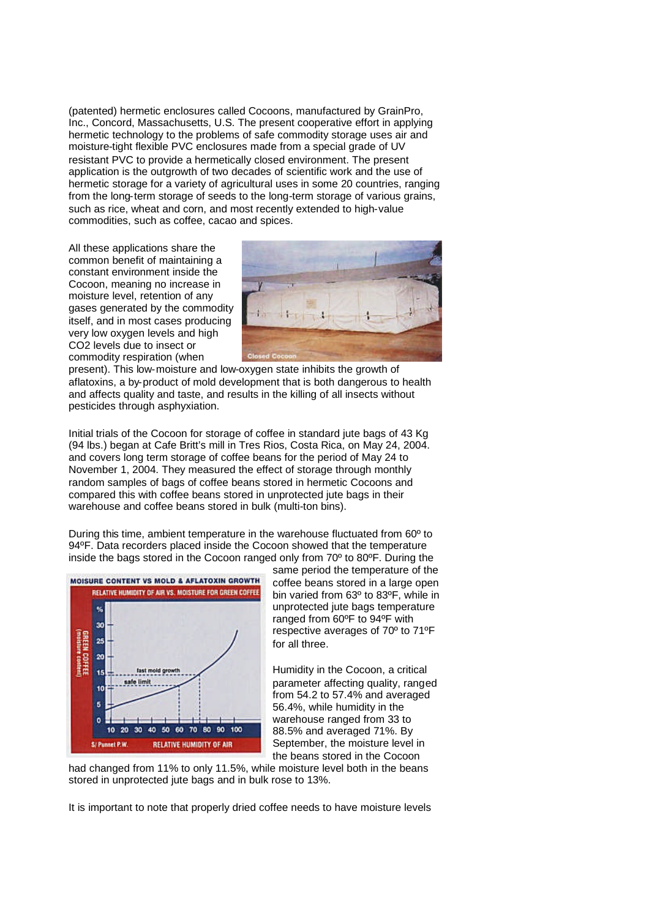(patented) hermetic enclosures called Cocoons, manufactured by GrainPro, Inc., Concord, Massachusetts, U.S. The present cooperative effort in applying hermetic technology to the problems of safe commodity storage uses air and moisture-tight flexible PVC enclosures made from a special grade of UV resistant PVC to provide a hermetically closed environment. The present application is the outgrowth of two decades of scientific work and the use of hermetic storage for a variety of agricultural uses in some 20 countries, ranging from the long-term storage of seeds to the long-term storage of various grains, such as rice, wheat and corn, and most recently extended to high-value commodities, such as coffee, cacao and spices.

All these applications share the common benefit of maintaining a constant environment inside the Cocoon, meaning no increase in moisture level, retention of any gases generated by the commodity itself, and in most cases producing very low oxygen levels and high $CO_2$ levels due to insect or commodity respiration (when present). This low-moisture and low-oxygen state inhibits the growth of aflatoxins, a by-product of mold development that is both dangerous to health and affects quality and taste, and results in the killing of all insects without pesticides through asphyxiation.

Closed Cocoon

Initial trials of the Cocoon for storage of coffee in standard jute bags of 43 Kg (94 lbs.) began at Cafe Britt's mill in Tres Rios, Costa Rica, on May 24, 2004. and covers long term storage of coffee beans for the period of May 24 to November 1, 2004. They measured the effect of storage through monthly random samples of bags of coffee beans stored in hermetic Cocoons and compared this with coffee beans stored in unprotected jute bags in their warehouse and coffee beans stored in bulk (multi-ton bins).

During this time, ambient temperature in the warehouse fluctuated from 60º to 94ºF. Data recorders placed inside the Cocoon showed that the temperature inside the bags stored in the Cocoon ranged only from 70º to 80ºF. During the same period the temperature of the coffee beans stored in a large open bin varied from 63º to 83ºF, while in unprotected jute bags temperature ranged from 60ºF to 94ºF with respective averages of 70º to 71ºF for all three.

MOISURE CONTENT VS MOLD & AFLATOXIN GROWTH

RELATIVE HUMIDITY OF AIR VS. MOISTURE FOR GREEN COFFEE

Humidity in the Cocoon, a critical parameter affecting quality, ranged from 54.2 to 57.4% and averaged 56.4%, while humidity in the warehouse ranged from 33 to 88.5% and averaged 71%. By September, the moisture level in the beans stored in the Cocoon had changed from 11% to only 11.5%, while moisture level both in the beans stored in unprotected jute bags and in bulk rose to 13%.

It is important to note that properly dried coffee needs to have moisture levels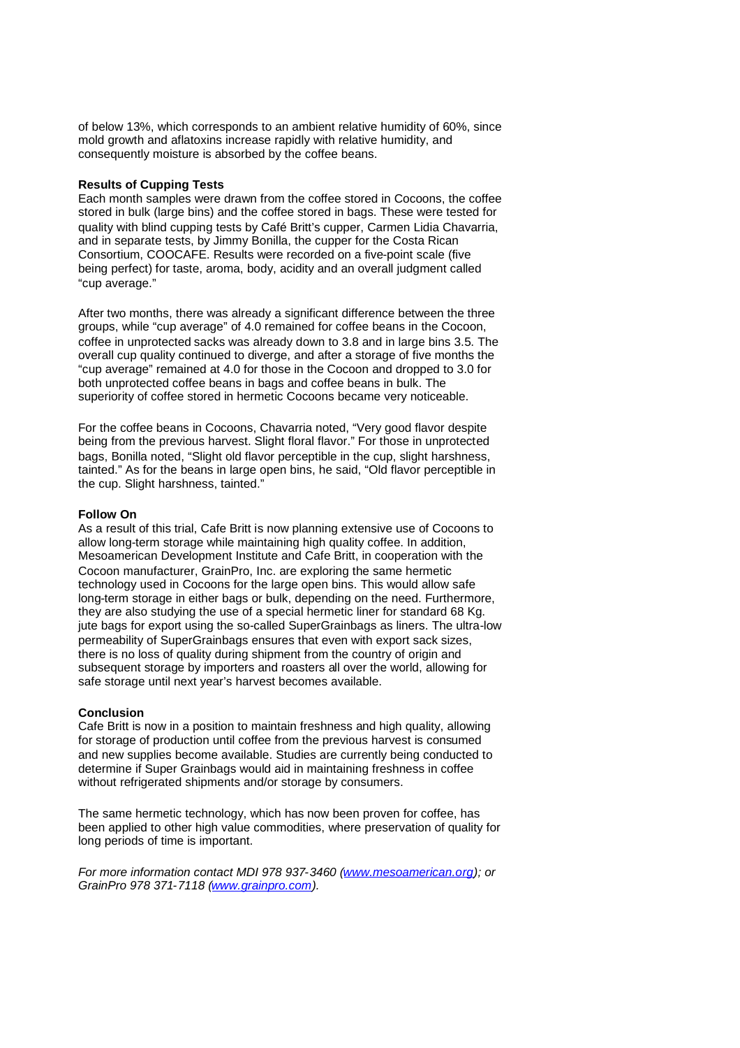of below 13%, which corresponds to an ambient relative humidity of 60%, since mold growth and aflatoxins increase rapidly with relative humidity, and consequently moisture is absorbed by the coffee beans.

**Results of Cupping Tests**

Each month samples were drawn from the coffee stored in Cocoons, the coffee stored in bulk (large bins) and the coffee stored in bags. These were tested for quality with blind cupping tests by Café Britt's cupper, Carmen Lidia Chavarria, and in separate tests, by Jimmy Bonilla, the cupper for the Costa Rican Consortium, COOCAFE. Results were recorded on a five-point scale (five being perfect) for taste, aroma, body, acidity and an overall judgment called "cup average."

After two months, there was already a significant difference between the three groups, while "cup average" of 4.0 remained for coffee beans in the Cocoon, coffee in unprotected sacks was already down to 3.8 and in large bins 3.5. The overall cup quality continued to diverge, and after a storage of five months the "cup average" remained at 4.0 for those in the Cocoon and dropped to 3.0 for both unprotected coffee beans in bags and coffee beans in bulk. The superiority of coffee stored in hermetic Cocoons became very noticeable.

For the coffee beans in Cocoons, Chavarria noted, "Very good flavor despite being from the previous harvest. Slight floral flavor." For those in unprotected bags, Bonilla noted, "Slight old flavor perceptible in the cup, slight harshness, tainted." As for the beans in large open bins, he said, "Old flavor perceptible in the cup. Slight harshness, tainted."

**Follow On**

As a result of this trial, Cafe Britt is now planning extensive use of Cocoons to allow long-term storage while maintaining high quality coffee. In addition, Mesoamerican Development Institute and Cafe Britt, in cooperation with the Cocoon manufacturer, GrainPro, Inc. are exploring the same hermetic technology used in Cocoons for the large open bins. This would allow safe long-term storage in either bags or bulk, depending on the need. Furthermore, they are also studying the use of a special hermetic liner for standard 68 Kg. jute bags for export using the so-called SuperGrainbags as liners. The ultra-low permeability of SuperGrainbags ensures that even with export sack sizes, there is no loss of quality during shipment from the country of origin and subsequent storage by importers and roasters all over the world, allowing for safe storage until next year's harvest becomes available.

**Conclusion**

Cafe Britt is now in a position to maintain freshness and high quality, allowing for storage of production until coffee from the previous harvest is consumed and new supplies become available. Studies are currently being conducted to determine if Super Grainbags would aid in maintaining freshness in coffee without refrigerated shipments and/or storage by consumers.

The same hermetic technology, which has now been proven for coffee, has been applied to other high value commodities, where preservation of quality for long periods of time is important.

*For more information contact MDI 978 937-3460 (www.mesoamerican.org); or GrainPro 978 371-7118 (www.grainpro.com).*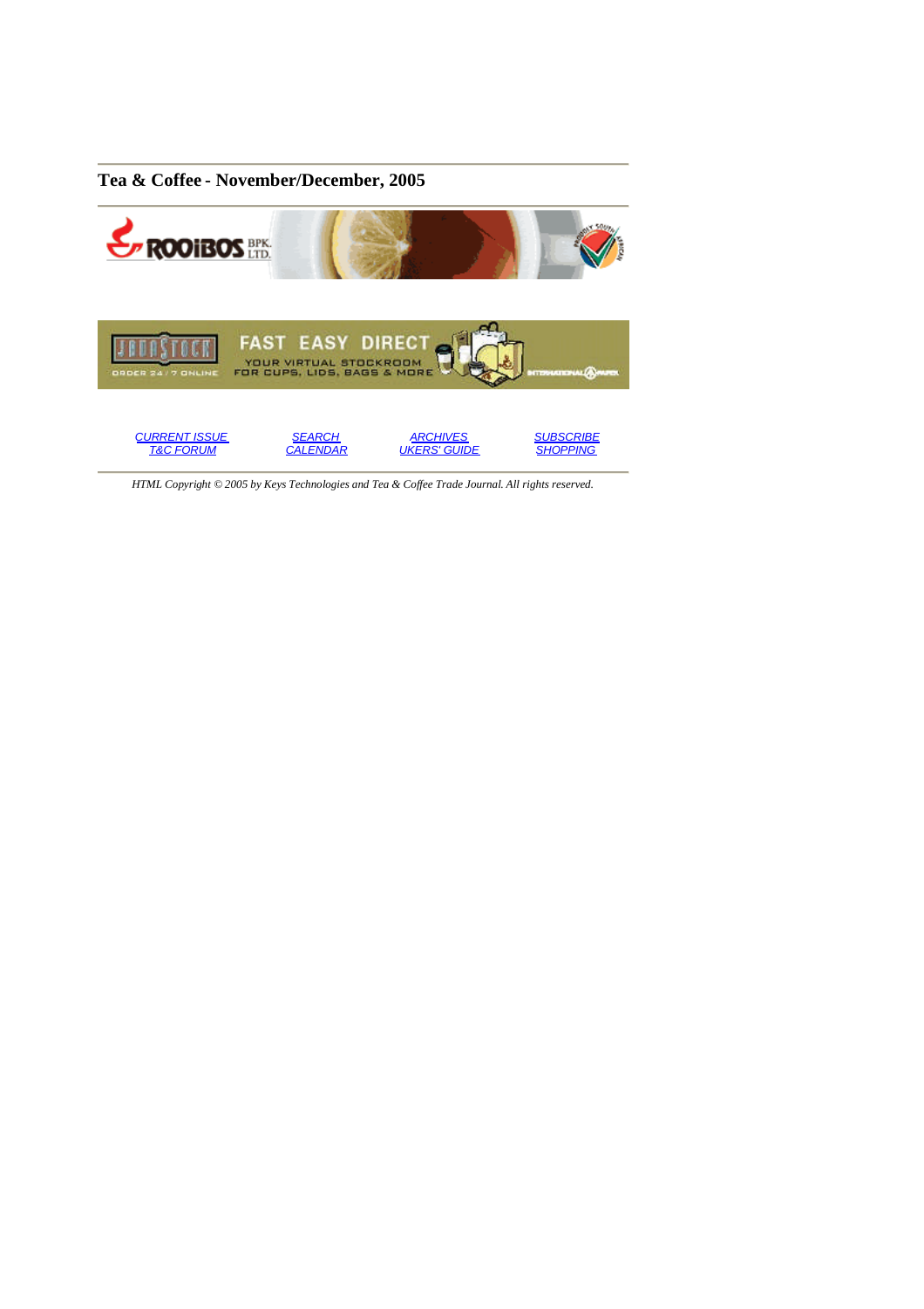**Tea & Coffee - November/December, 2005**

| | | | |
|---|---|---|---|
| CURRENT ISSUE | SEARCH | ARCHIVES | SUBSCRIBE |
| T&C FORUM | CALENDAR | UKERS' GUIDE | SHOPPING |

*HTML Copyright © 2005 by Keys Technologies and Tea & Coffee Trade Journal. All rights reserved.*